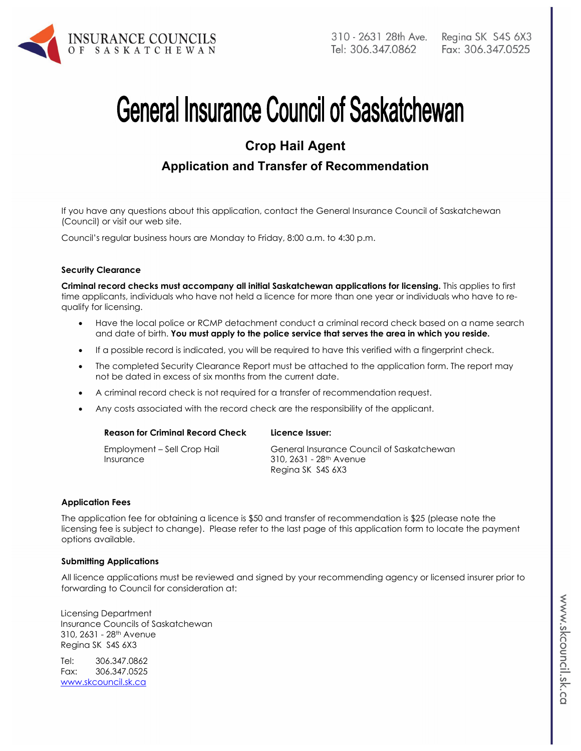INSURANCE COUNCILS OF SASKATCHEWAN

310 - 2631 28th Ave. Regina SK S4S 6X3
Tel: 306.347.0862 Fax: 306.347.0525

# General Insurance Council of Saskatchewan

## Crop Hail Agent

## Application and Transfer of Recommendation

If you have any questions about this application, contact the General Insurance Council of Saskatchewan (Council) or visit our web site.

Council's regular business hours are Monday to Friday, 8:00 a.m. to 4:30 p.m.

### Security Clearance

**Criminal record checks must accompany all initial Saskatchewan applications for licensing.** This applies to first time applicants, individuals who have not held a licence for more than one year or individuals who have to re-qualify for licensing.

- Have the local police or RCMP detachment conduct a criminal record check based on a name search and date of birth. **You must apply to the police service that serves the area in which you reside.**
- If a possible record is indicated, you will be required to have this verified with a fingerprint check.
- The completed Security Clearance Report must be attached to the application form. The report may not be dated in excess of six months from the current date.
- A criminal record check is not required for a transfer of recommendation request.
- Any costs associated with the record check are the responsibility of the applicant.

| Reason for Criminal Record Check | Licence Issuer: |
|---|---|
| Employment – Sell Crop Hail Insurance | General Insurance Council of Saskatchewan<br>310, 2631 - 28th Avenue<br>Regina SK S4S 6X3 |

### Application Fees

The application fee for obtaining a licence is $50 and transfer of recommendation is $25 (please note the licensing fee is subject to change). Please refer to the last page of this application form to locate the payment options available.

### Submitting Applications

All licence applications must be reviewed and signed by your recommending agency or licensed insurer prior to forwarding to Council for consideration at:

Licensing Department
Insurance Councils of Saskatchewan
310, 2631 - 28th Avenue
Regina SK S4S 6X3

Tel: 306.347.0862
Fax: 306.347.0525
www.skcouncil.sk.ca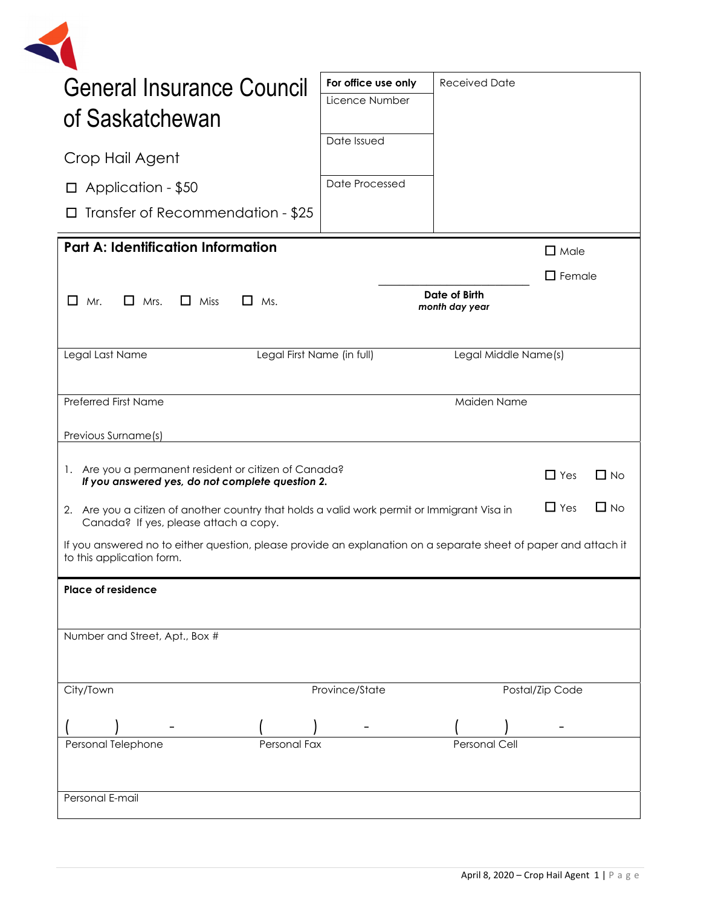# General Insurance Council of Saskatchewan

Crop Hail Agent

☐ Application - $50

☐ Transfer of Recommendation - $25

| For office use only | Received Date |
|---|---|
| Licence Number | |
| Date Issued | |
| Date Processed | |

## Part A: Identification Information

☐ Mr. ☐ Mrs. ☐ Miss ☐ Ms.

**Date of Birth**
***month day year***

☐ Male

☐ Female

| Legal Last Name | Legal First Name (in full) | Legal Middle Name(s) |
|---|---|---|
| | | |

| Preferred First Name | Maiden Name |
|---|---|
| | |

Previous Surname(s)

1. Are you a permanent resident or citizen of Canada? ☐ Yes ☐ No
   ***If you answered yes, do not complete question 2.***

2. Are you a citizen of another country that holds a valid work permit or Immigrant Visa in Canada? If yes, please attach a copy. ☐ Yes ☐ No

If you answered no to either question, please provide an explanation on a separate sheet of paper and attach it to this application form.

**Place of residence**

Number and Street, Apt., Box #

| City/Town | Province/State | Postal/Zip Code |
|---|---|---|
| | | |

| (     )     - | (     )     - | (     )     - |
|---|---|---|
| Personal Telephone | Personal Fax | Personal Cell |

Personal E-mail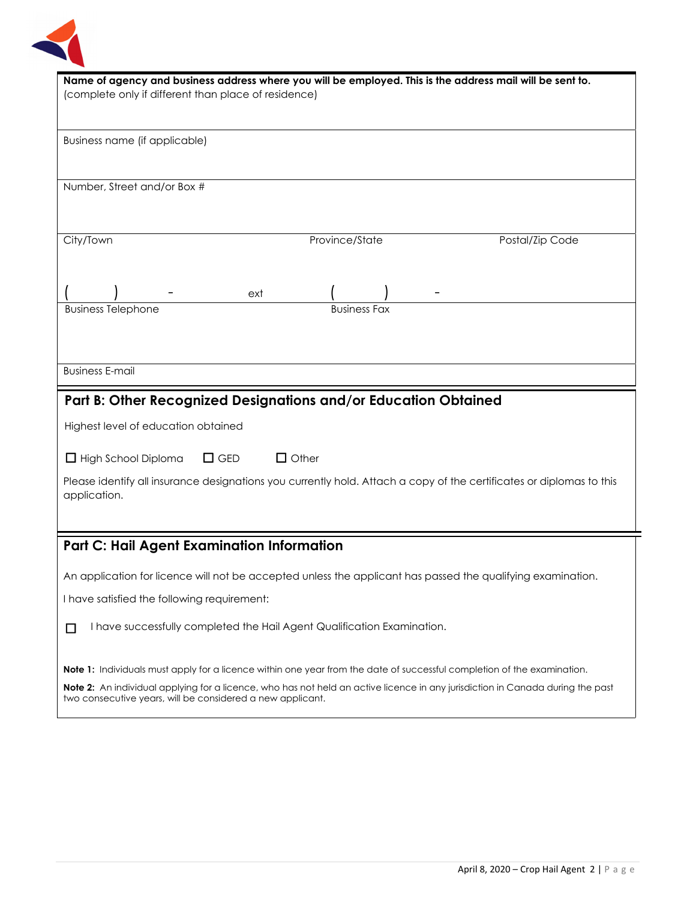**Name of agency and business address where you will be employed. This is the address mail will be sent to.**
(complete only if different than place of residence)

Business name (if applicable)

Number, Street and/or Box #

City/Town | Province/State | Postal/Zip Code

( ) - ext ( ) -

Business Telephone | Business Fax

Business E-mail

## Part B: Other Recognized Designations and/or Education Obtained

Highest level of education obtained

☐ High School Diploma ☐ GED ☐ Other

Please identify all insurance designations you currently hold. Attach a copy of the certificates or diplomas to this application.

## Part C: Hail Agent Examination Information

An application for licence will not be accepted unless the applicant has passed the qualifying examination.

I have satisfied the following requirement:

☐ I have successfully completed the Hail Agent Qualification Examination.

**Note 1:** Individuals must apply for a licence within one year from the date of successful completion of the examination.

**Note 2:** An individual applying for a licence, who has not held an active licence in any jurisdiction in Canada during the past two consecutive years, will be considered a new applicant.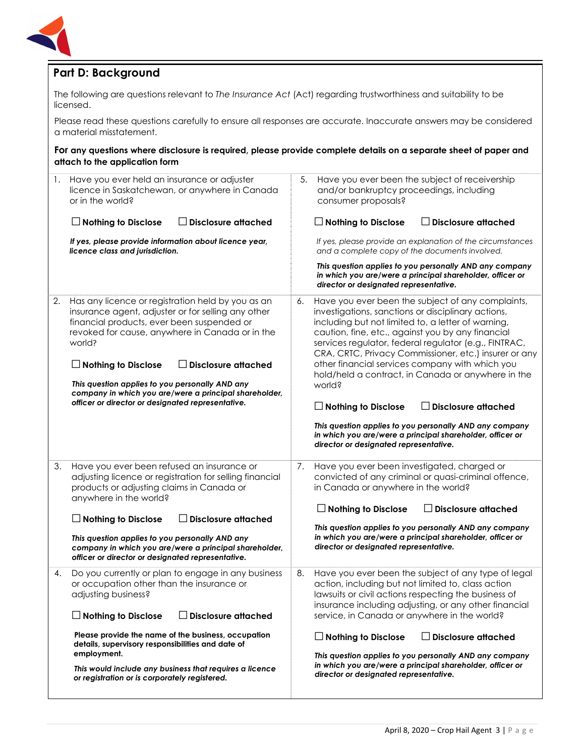## Part D: Background

The following are questions relevant to *The Insurance Act* (Act) regarding trustworthiness and suitability to be licensed.

Please read these questions carefully to ensure all responses are accurate. Inaccurate answers may be considered a material misstatement.

**For any questions where disclosure is required, please provide complete details on a separate sheet of paper and attach to the application form**

1. Have you ever held an insurance or adjuster licence in Saskatchewan, or anywhere in Canada or in the world?

   ☐ **Nothing to Disclose** ☐ **Disclosure attached**

   ***If yes, please provide information about licence year, licence class and jurisdiction.***

2. Has any licence or registration held by you as an insurance agent, adjuster or for selling any other financial products, ever been suspended or revoked for cause, anywhere in Canada or in the world?

   ☐ **Nothing to Disclose** ☐ **Disclosure attached**

   ***This question applies to you personally AND any company in which you are/were a principal shareholder, officer or director or designated representative.***

3. Have you ever been refused an insurance or adjusting licence or registration for selling financial products or adjusting claims in Canada or anywhere in the world?

   ☐ **Nothing to Disclose** ☐ **Disclosure attached**

   ***This question applies to you personally AND any company in which you are/were a principal shareholder, officer or director or designated representative.***

4. Do you currently or plan to engage in any business or occupation other than the insurance or adjusting business?

   ☐ **Nothing to Disclose** ☐ **Disclosure attached**

   **Please provide the name of the business, occupation details, supervisory responsibilities and date of employment.**

   ***This would include any business that requires a licence or a registration or is corporately registered.***

5. Have you ever been the subject of receivership and/or bankruptcy proceedings, including consumer proposals?

   ☐ **Nothing to Disclose** ☐ **Disclosure attached**

   *If yes, please provide an explanation of the circumstances and a complete copy of the documents involved.*

   ***This question applies to you personally AND any company in which you are/were a principal shareholder, officer or director or designated representative.***

6. Have you ever been the subject of any complaints, investigations, sanctions or disciplinary actions, including but not limited to, a letter of warning, caution, fine, etc., against you by any financial services regulator, federal regulator (e.g., FINTRAC, CRA, CRTC, Privacy Commissioner, etc.) insurer or any other financial services company with which you hold/held a contract, in Canada or anywhere in the world?

   ☐ **Nothing to Disclose** ☐ **Disclosure attached**

   ***This question applies to you personally AND any company in which you are/were a principal shareholder, officer or director or designated representative.***

7. Have you ever been investigated, charged or convicted of any criminal or quasi-criminal offence, in Canada or anywhere in the world?

   ☐ **Nothing to Disclose** ☐ **Disclosure attached**

   ***This question applies to you personally AND any company in which you are/were a principal shareholder, officer or director or designated representative.***

8. Have you ever been the subject of any type of legal action, including but not limited to, class action lawsuits or civil actions respecting the business of insurance including adjusting, or any other financial service, in Canada or anywhere in the world?

   ☐ **Nothing to Disclose** ☐ **Disclosure attached**

   ***This question applies to you personally AND any company in which you are/were a principal shareholder, officer or director or designated representative.***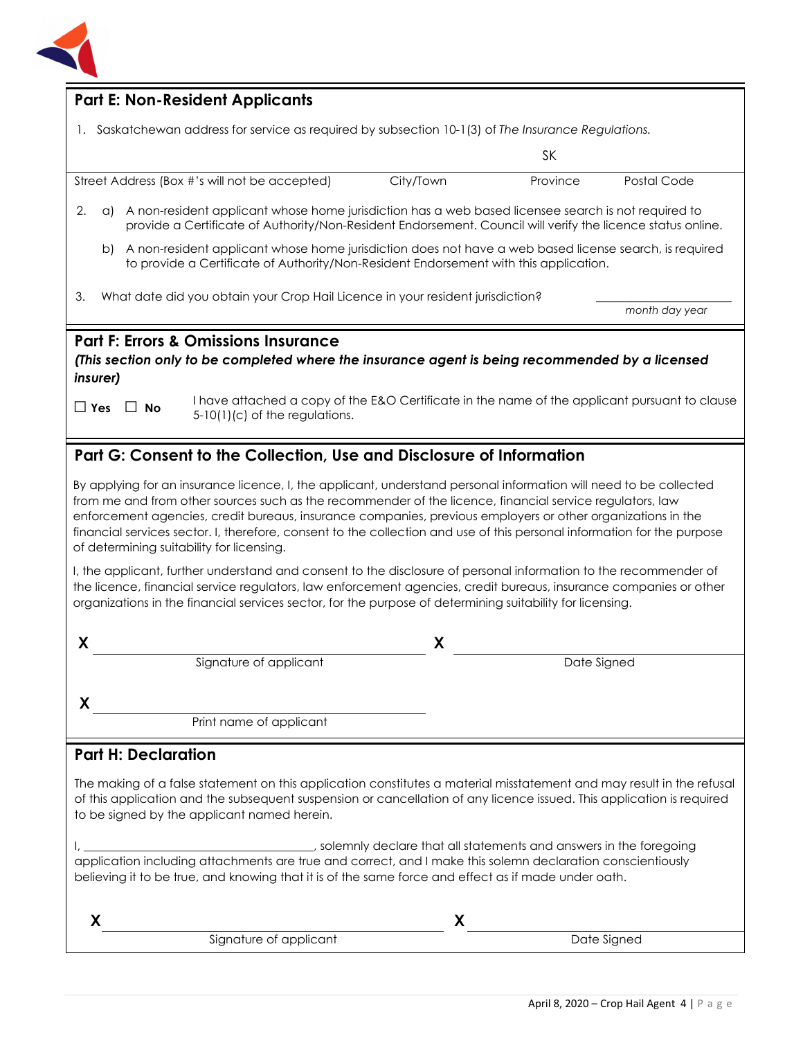## Part E: Non-Resident Applicants

1. Saskatchewan address for service as required by subsection 10-1(3) of *The Insurance Regulations.*

| Street Address (Box #'s will not be accepted) | City/Town | Province | Postal Code |
|---|---|---|---|
| | | SK | |

2. a) A non-resident applicant whose home jurisdiction has a web based licensee search is not required to provide a Certificate of Authority/Non-Resident Endorsement. Council will verify the licence status online.

   b) A non-resident applicant whose home jurisdiction does not have a web based license search, is required to provide a Certificate of Authority/Non-Resident Endorsement with this application.

3. What date did you obtain your Crop Hail Licence in your resident jurisdiction? ____________________ *month day year*

## Part F: Errors & Omissions Insurance

***(This section only to be completed where the insurance agent is being recommended by a licensed insurer)***

☐ **Yes** ☐ **No** I have attached a copy of the E&O Certificate in the name of the applicant pursuant to clause 5-10(1)(c) of the regulations.

## Part G: Consent to the Collection, Use and Disclosure of Information

By applying for an insurance licence, I, the applicant, understand personal information will need to be collected from me and from other sources such as the recommender of the licence, financial service regulators, law enforcement agencies, credit bureaus, insurance companies, previous employers or other organizations in the financial services sector. I, therefore, consent to the collection and use of this personal information for the purpose of determining suitability for licensing.

I, the applicant, further understand and consent to the disclosure of personal information to the recommender of the licence, financial service regulators, law enforcement agencies, credit bureaus, insurance companies or other organizations in the financial services sector, for the purpose of determining suitability for licensing.

**X** ______________________________ **X** ______________________________
Signature of applicant Date Signed

**X** ______________________________
Print name of applicant

## Part H: Declaration

The making of a false statement on this application constitutes a material misstatement and may result in the refusal of this application and the subsequent suspension or cancellation of any licence issued. This application is required to be signed by the applicant named herein.

I, ______________________________, solemnly declare that all statements and answers in the foregoing application including attachments are true and correct, and I make this solemn declaration conscientiously believing it to be true, and knowing that it is of the same force and effect as if made under oath.

**X** ______________________________ **X** ______________________________
Signature of applicant Date Signed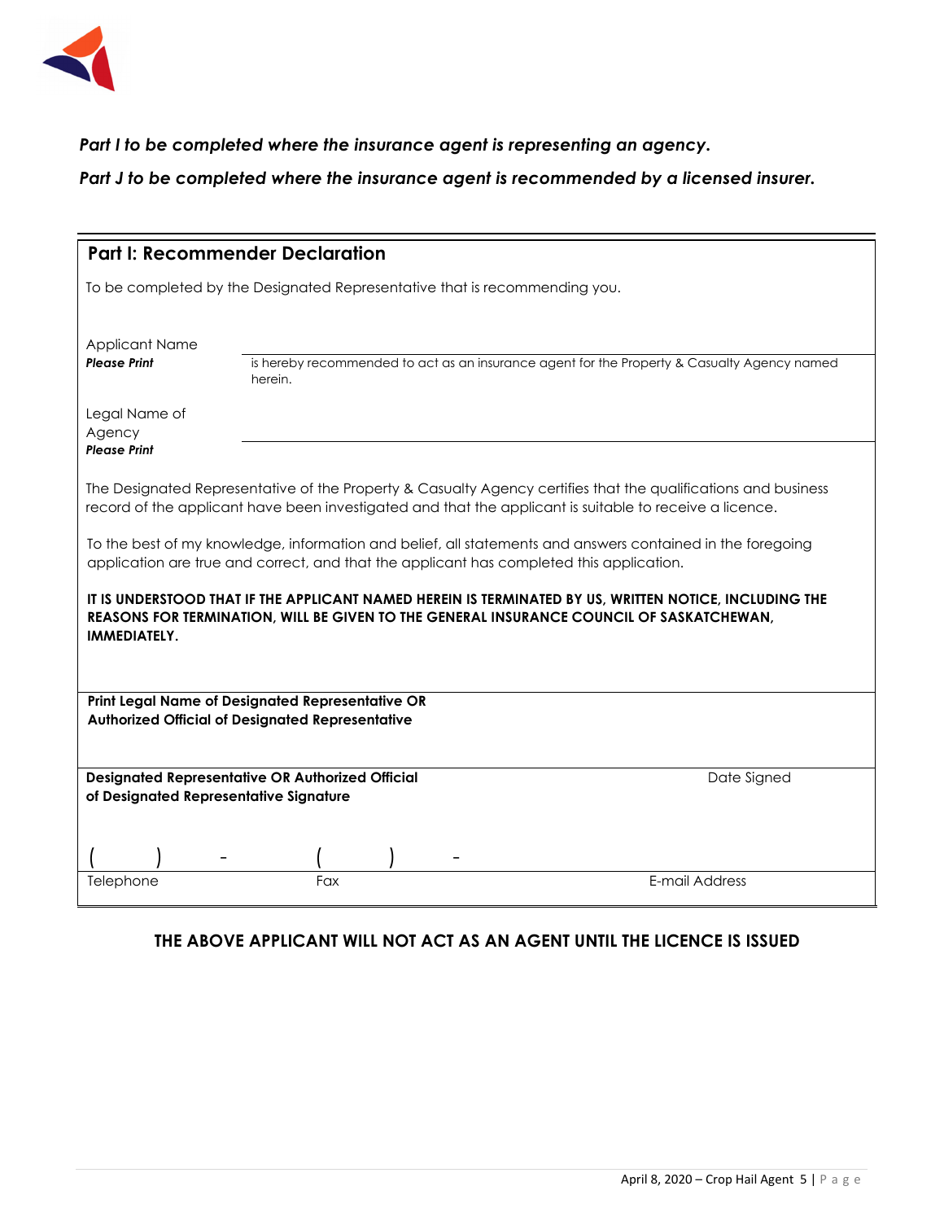***Part I to be completed where the insurance agent is representing an agency.***

***Part J to be completed where the insurance agent is recommended by a licensed insurer.***

## Part I: Recommender Declaration

To be completed by the Designated Representative that is recommending you.

Applicant Name
***Please Print*** \_\_\_\_\_\_\_\_\_\_\_\_\_\_\_\_\_\_\_\_\_\_\_\_\_\_\_\_\_\_\_\_\_\_\_\_\_\_\_\_\_\_\_\_ is hereby recommended to act as an insurance agent for the Property & Casualty Agency named herein.

Legal Name of Agency
***Please Print*** \_\_\_\_\_\_\_\_\_\_\_\_\_\_\_\_\_\_\_\_\_\_\_\_\_\_\_\_\_\_\_\_\_\_\_\_\_\_\_\_\_\_\_\_

The Designated Representative of the Property & Casualty Agency certifies that the qualifications and business record of the applicant have been investigated and that the applicant is suitable to receive a licence.

To the best of my knowledge, information and belief, all statements and answers contained in the foregoing application are true and correct, and that the applicant has completed this application.

**IT IS UNDERSTOOD THAT IF THE APPLICANT NAMED HEREIN IS TERMINATED BY US, WRITTEN NOTICE, INCLUDING THE REASONS FOR TERMINATION, WILL BE GIVEN TO THE GENERAL INSURANCE COUNCIL OF SASKATCHEWAN, IMMEDIATELY.**

**Print Legal Name of Designated Representative OR Authorized Official of Designated Representative**

\_\_\_\_\_\_\_\_\_\_\_\_\_\_\_\_\_\_\_\_\_\_\_\_\_\_\_\_\_\_\_\_\_\_\_\_\_\_\_\_\_\_\_\_

**Designated Representative OR Authorized Official of Designated Representative Signature** \_\_\_\_\_\_\_\_\_\_\_\_\_\_\_\_\_\_\_\_ Date Signed \_\_\_\_\_\_\_\_\_\_\_\_

| ( ) - | ( ) - | |
|---|---|---|
| Telephone | Fax | E-mail Address |

**THE ABOVE APPLICANT WILL NOT ACT AS AN AGENT UNTIL THE LICENCE IS ISSUED**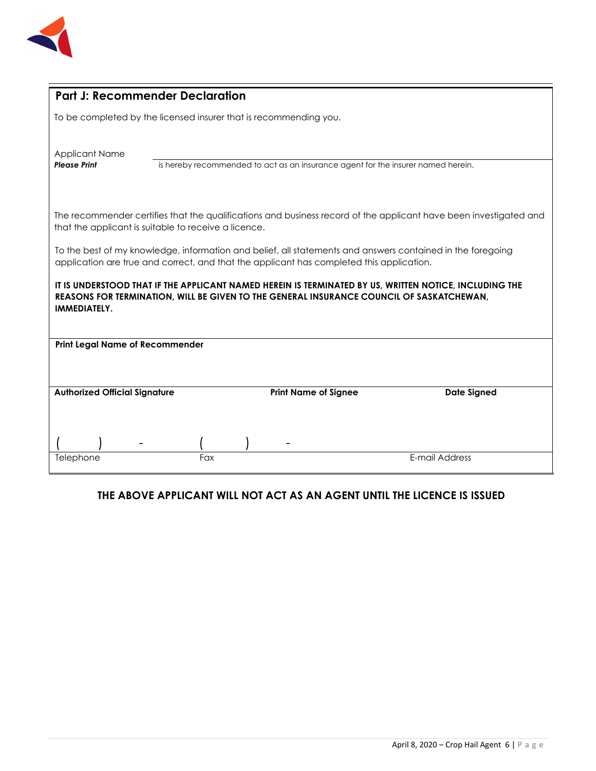## Part J: Recommender Declaration

To be completed by the licensed insurer that is recommending you.

Applicant Name
***Please Print*** ______________________________ is hereby recommended to act as an insurance agent for the insurer named herein.

The recommender certifies that the qualifications and business record of the applicant have been investigated and that the applicant is suitable to receive a licence.

To the best of my knowledge, information and belief, all statements and answers contained in the foregoing application are true and correct, and that the applicant has completed this application.

**IT IS UNDERSTOOD THAT IF THE APPLICANT NAMED HEREIN IS TERMINATED BY US, WRITTEN NOTICE, INCLUDING THE REASONS FOR TERMINATION, WILL BE GIVEN TO THE GENERAL INSURANCE COUNCIL OF SASKATCHEWAN, IMMEDIATELY.**

**Print Legal Name of Recommender**

| **Authorized Official Signature** | **Print Name of Signee** | **Date Signed** |
|---|---|---|
| | | |

| ( ) - | ( ) - | |
|---|---|---|
| Telephone | Fax | E-mail Address |

**THE ABOVE APPLICANT WILL NOT ACT AS AN AGENT UNTIL THE LICENCE IS ISSUED**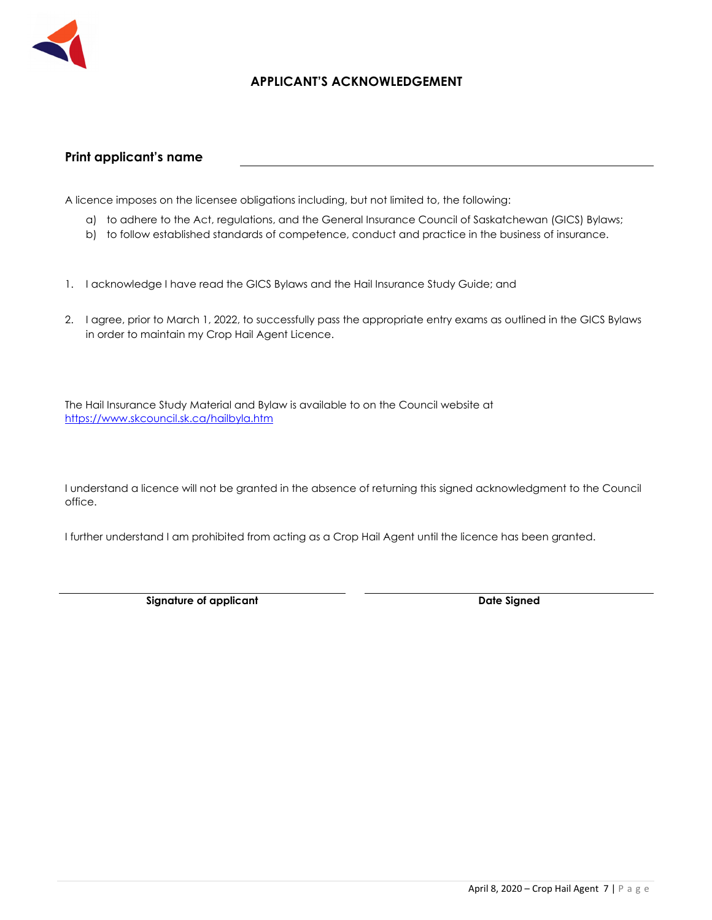## APPLICANT'S ACKNOWLEDGEMENT

**Print applicant's name** ______________________________

A licence imposes on the licensee obligations including, but not limited to, the following:

a) to adhere to the Act, regulations, and the General Insurance Council of Saskatchewan (GICS) Bylaws;
b) to follow established standards of competence, conduct and practice in the business of insurance.

1. I acknowledge I have read the GICS Bylaws and the Hail Insurance Study Guide; and

2. I agree, prior to March 1, 2022, to successfully pass the appropriate entry exams as outlined in the GICS Bylaws in order to maintain my Crop Hail Agent Licence.

The Hail Insurance Study Material and Bylaw is available to on the Council website at [https://www.skcouncil.sk.ca/hailbyla.htm](https://www.skcouncil.sk.ca/hailbyla.htm)

I understand a licence will not be granted in the absence of returning this signed acknowledgment to the Council office.

I further understand I am prohibited from acting as a Crop Hail Agent until the licence has been granted.

| ______________________________ | ______________________________ |
|---|---|
| **Signature of applicant** | **Date Signed** |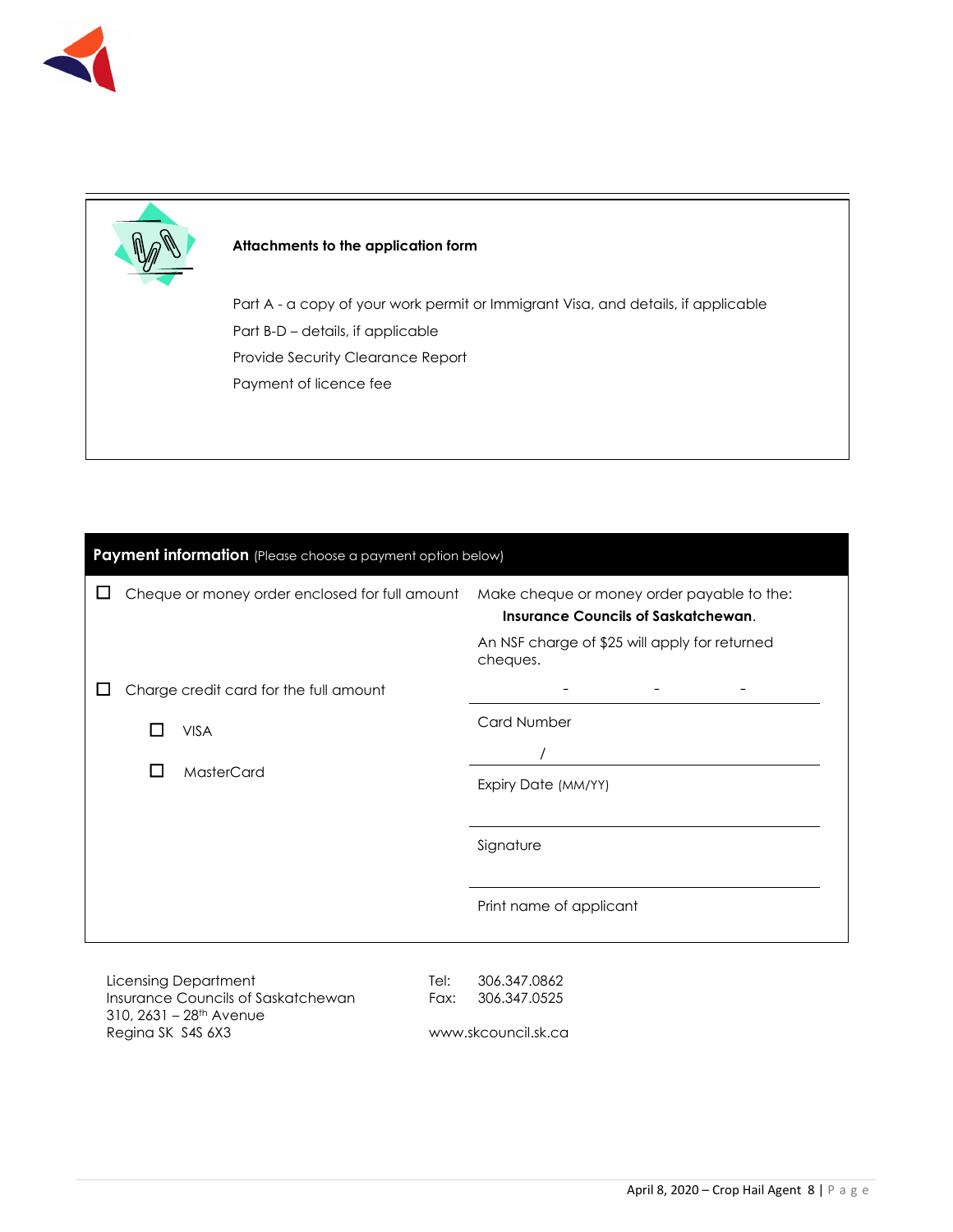**Attachments to the application form**

Part A - a copy of your work permit or Immigrant Visa, and details, if applicable

Part B-D – details, if applicable

Provide Security Clearance Report

Payment of licence fee

## Payment information (Please choose a payment option below)

| | |
|---|---|
| ☐ Cheque or money order enclosed for full amount | Make cheque or money order payable to the: **Insurance Councils of Saskatchewan**. An NSF charge of $25 will apply for returned cheques. |
| ☐ Charge credit card for the full amount | - - - <br> Card Number |
| ☐ VISA | / <br> Expiry Date (MM/YY) |
| ☐ MasterCard | Signature |
| | Print name of applicant |

Licensing Department
Insurance Councils of Saskatchewan
310, 2631 – 28th Avenue
Regina SK S4S 6X3

Tel: 306.347.0862
Fax: 306.347.0525

www.skcouncil.sk.ca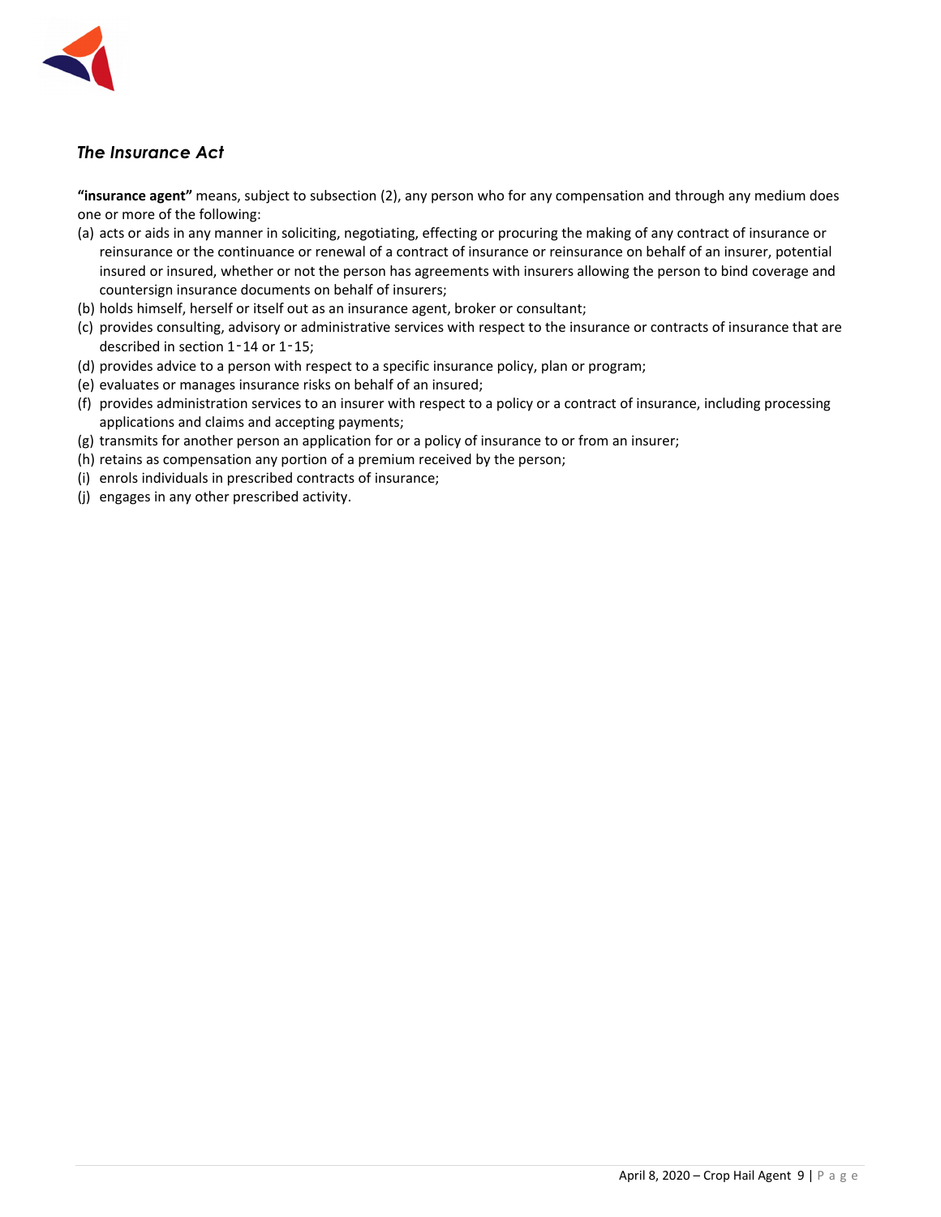## *The Insurance Act*

**"insurance agent"** means, subject to subsection (2), any person who for any compensation and through any medium does one or more of the following:

(a) acts or aids in any manner in soliciting, negotiating, effecting or procuring the making of any contract of insurance or reinsurance or the continuance or renewal of a contract of insurance or reinsurance on behalf of an insurer, potential insured or insured, whether or not the person has agreements with insurers allowing the person to bind coverage and countersign insurance documents on behalf of insurers;

(b) holds himself, herself or itself out as an insurance agent, broker or consultant;

(c) provides consulting, advisory or administrative services with respect to the insurance or contracts of insurance that are described in section 1‑14 or 1‑15;

(d) provides advice to a person with respect to a specific insurance policy, plan or program;

(e) evaluates or manages insurance risks on behalf of an insured;

(f) provides administration services to an insurer with respect to a policy or a contract of insurance, including processing applications and claims and accepting payments;

(g) transmits for another person an application for or a policy of insurance to or from an insurer;

(h) retains as compensation any portion of a premium received by the person;

(i) enrols individuals in prescribed contracts of insurance;

(j) engages in any other prescribed activity.